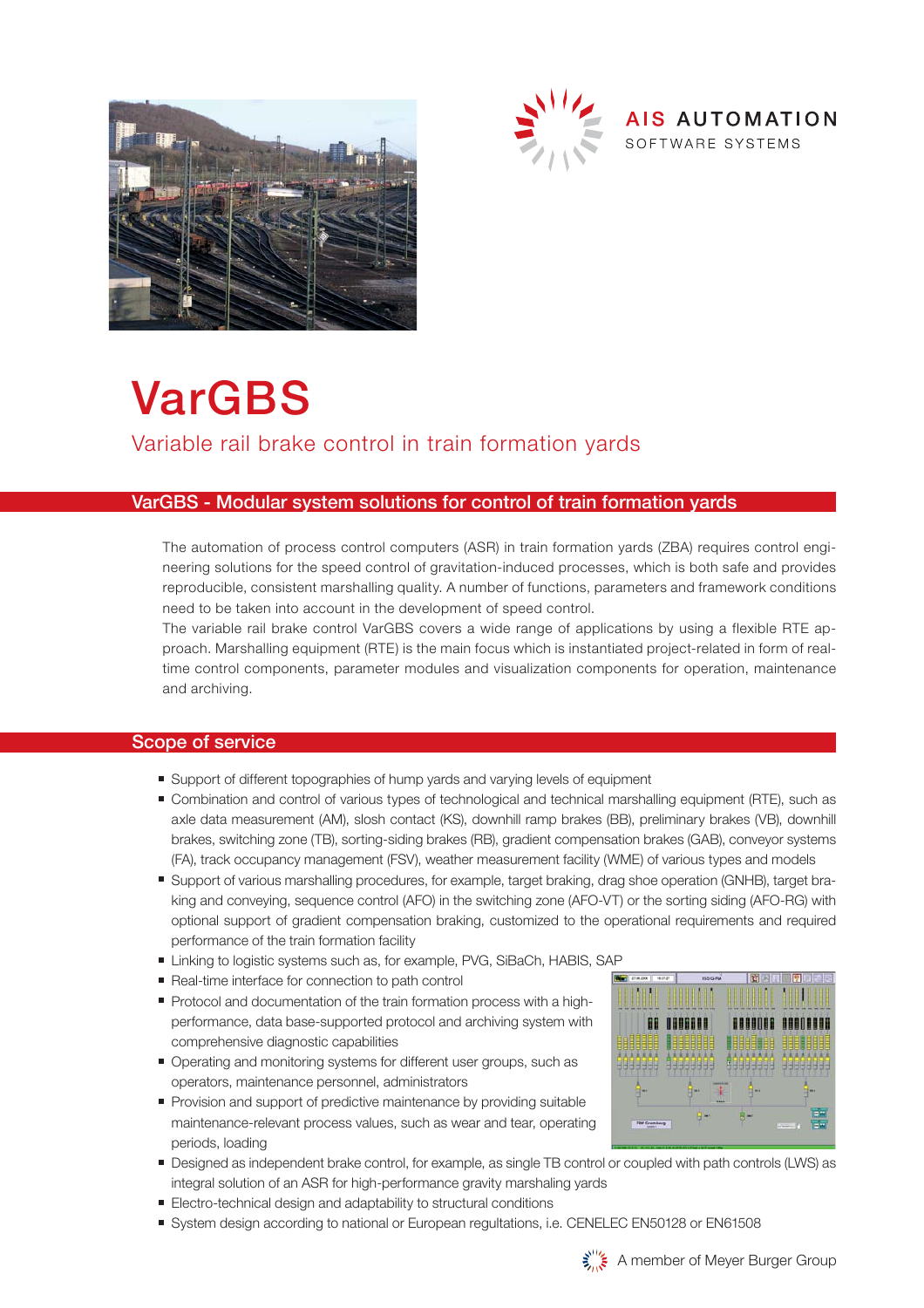AIS AUTOMATION
SOFTWARE SYSTEMS

# VarGBS

## Variable rail brake control in train formation yards

## VarGBS - Modular system solutions for control of train formation yards

The automation of process control computers (ASR) in train formation yards (ZBA) requires control engineering solutions for the speed control of gravitation-induced processes, which is both safe and provides reproducible, consistent marshalling quality. A number of functions, parameters and framework conditions need to be taken into account in the development of speed control.

The variable rail brake control VarGBS covers a wide range of applications by using a flexible RTE approach. Marshalling equipment (RTE) is the main focus which is instantiated project-related in form of real-time control components, parameter modules and visualization components for operation, maintenance and archiving.

## Scope of service

- Support of different topographies of hump yards and varying levels of equipment
- Combination and control of various types of technological and technical marshalling equipment (RTE), such as axle data measurement (AM), slosh contact (KS), downhill ramp brakes (BB), preliminary brakes (VB), downhill brakes, switching zone (TB), sorting-siding brakes (RB), gradient compensation brakes (GAB), conveyor systems (FA), track occupancy management (FSV), weather measurement facility (WME) of various types and models
- Support of various marshalling procedures, for example, target braking, drag shoe operation (GNHB), target braking and conveying, sequence control (AFO) in the switching zone (AFO-VT) or the sorting siding (AFO-RG) with optional support of gradient compensation braking, customized to the operational requirements and required performance of the train formation facility
- Linking to logistic systems such as, for example, PVG, SiBaCh, HABIS, SAP
- Real-time interface for connection to path control
- Protocol and documentation of the train formation process with a high-performance, data base-supported protocol and archiving system with comprehensive diagnostic capabilities
- Operating and monitoring systems for different user groups, such as operators, maintenance personnel, administrators
- Provision and support of predictive maintenance by providing suitable maintenance-relevant process values, such as wear and tear, operating periods, loading
- Designed as independent brake control, for example, as single TB control or coupled with path controls (LWS) as integral solution of an ASR for high-performance gravity marshalling yards
- Electro-technical design and adaptability to structural conditions
- System design according to national or European regultations, i.e. CENELEC EN50128 or EN61508

A member of Meyer Burger Group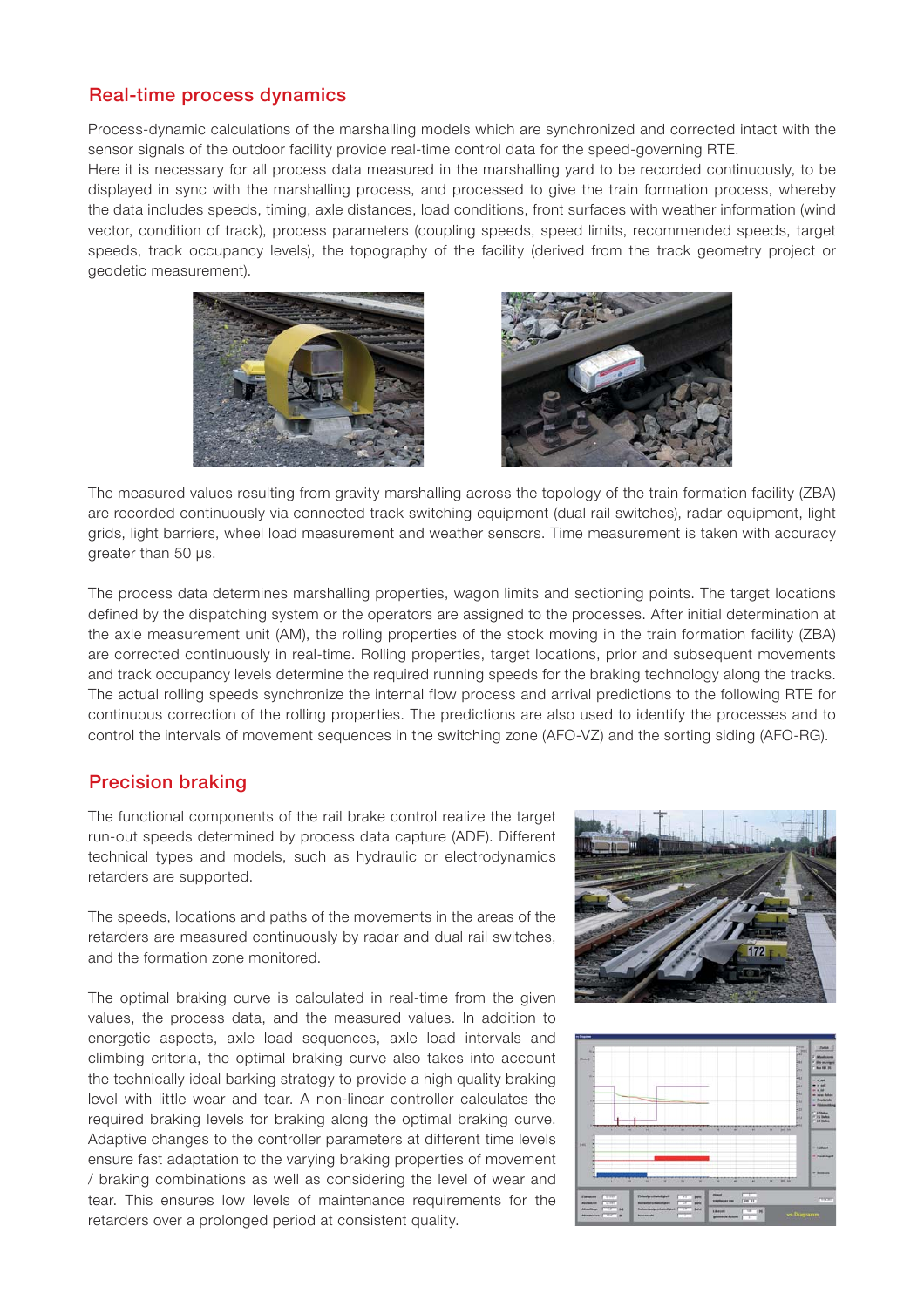## Real-time process dynamics

Process-dynamic calculations of the marshalling models which are synchronized and corrected intact with the sensor signals of the outdoor facility provide real-time control data for the speed-governing RTE.
Here it is necessary for all process data measured in the marshalling yard to be recorded continuously, to be displayed in sync with the marshalling process, and processed to give the train formation process, whereby the data includes speeds, timing, axle distances, load conditions, front surfaces with weather information (wind vector, condition of track), process parameters (coupling speeds, speed limits, recommended speeds, target speeds, track occupancy levels), the topography of the facility (derived from the track geometry project or geodetic measurement).

The measured values resulting from gravity marshalling across the topology of the train formation facility (ZBA) are recorded continuously via connected track switching equipment (dual rail switches), radar equipment, light grids, light barriers, wheel load measurement and weather sensors. Time measurement is taken with accuracy greater than 50 µs.

The process data determines marshalling properties, wagon limits and sectioning points. The target locations defined by the dispatching system or the operators are assigned to the processes. After initial determination at the axle measurement unit (AM), the rolling properties of the stock moving in the train formation facility (ZBA) are corrected continuously in real-time. Rolling properties, target locations, prior and subsequent movements and track occupancy levels determine the required running speeds for the braking technology along the tracks. The actual rolling speeds synchronize the internal flow process and arrival predictions to the following RTE for continuous correction of the rolling properties. The predictions are also used to identify the processes and to control the intervals of movement sequences in the switching zone (AFO-VZ) and the sorting siding (AFO-RG).

## Precision braking

The functional components of the rail brake control realize the target run-out speeds determined by process data capture (ADE). Different technical types and models, such as hydraulic or electrodynamics retarders are supported.

The speeds, locations and paths of the movements in the areas of the retarders are measured continuously by radar and dual rail switches, and the formation zone monitored.

The optimal braking curve is calculated in real-time from the given values, the process data, and the measured values. In addition to energetic aspects, axle load sequences, axle load intervals and climbing criteria, the optimal braking curve also takes into account the technically ideal barking strategy to provide a high quality braking level with little wear and tear. A non-linear controller calculates the required braking levels for braking along the optimal braking curve. Adaptive changes to the controller parameters at different time levels ensure fast adaptation to the varying braking properties of movement / braking combinations as well as considering the level of wear and tear. This ensures low levels of maintenance requirements for the retarders over a prolonged period at consistent quality.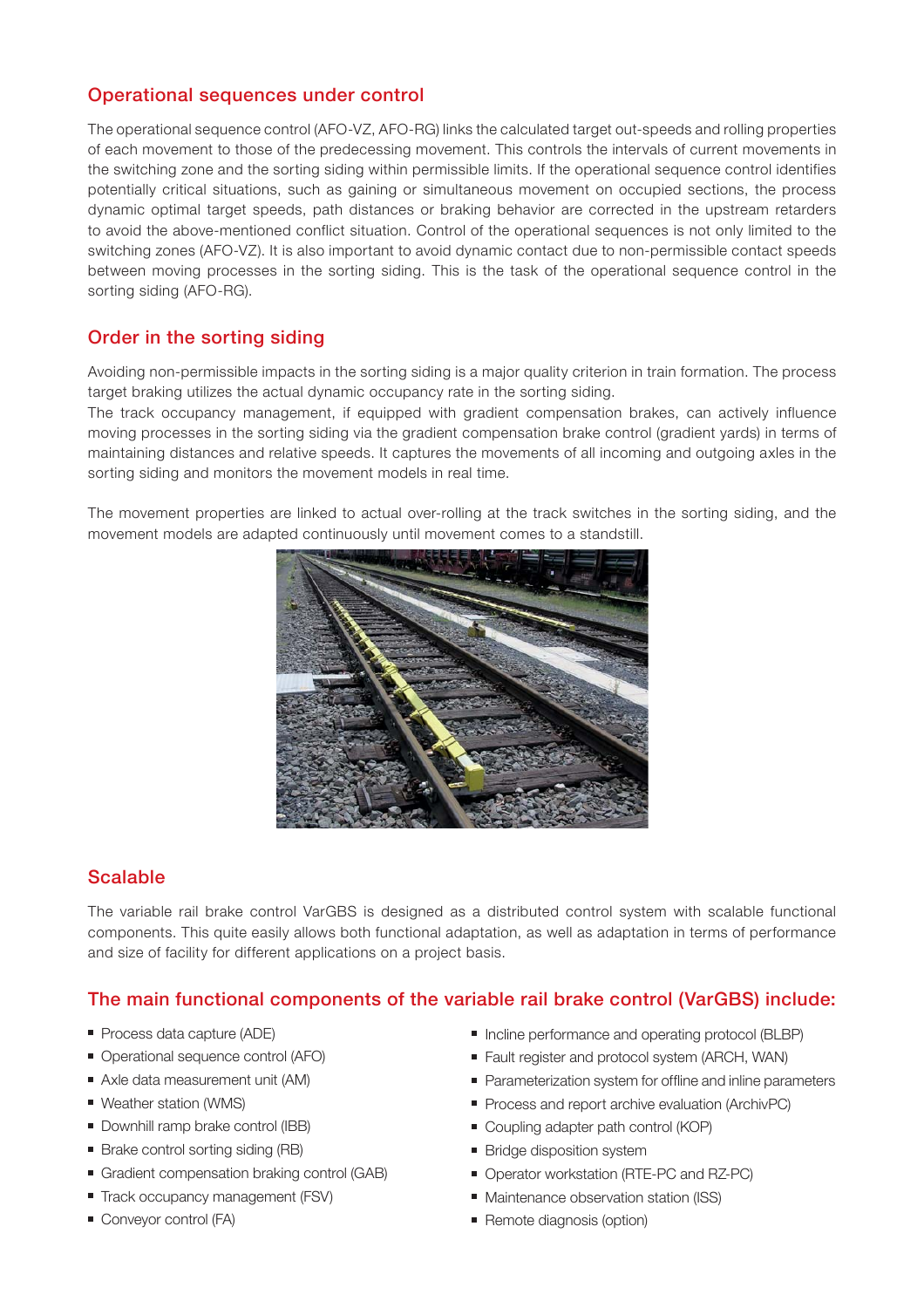## Operational sequences under control

The operational sequence control (AFO-VZ, AFO-RG) links the calculated target out-speeds and rolling properties of each movement to those of the predecessing movement. This controls the intervals of current movements in the switching zone and the sorting siding within permissible limits. If the operational sequence control identifies potentially critical situations, such as gaining or simultaneous movement on occupied sections, the process dynamic optimal target speeds, path distances or braking behavior are corrected in the upstream retarders to avoid the above-mentioned conflict situation. Control of the operational sequences is not only limited to the switching zones (AFO-VZ). It is also important to avoid dynamic contact due to non-permissible contact speeds between moving processes in the sorting siding. This is the task of the operational sequence control in the sorting siding (AFO-RG).

## Order in the sorting siding

Avoiding non-permissible impacts in the sorting siding is a major quality criterion in train formation. The process target braking utilizes the actual dynamic occupancy rate in the sorting siding.
The track occupancy management, if equipped with gradient compensation brakes, can actively influence moving processes in the sorting siding via the gradient compensation brake control (gradient yards) in terms of maintaining distances and relative speeds. It captures the movements of all incoming and outgoing axles in the sorting siding and monitors the movement models in real time.

The movement properties are linked to actual over-rolling at the track switches in the sorting siding, and the movement models are adapted continuously until movement comes to a standstill.

## Scalable

The variable rail brake control VarGBS is designed as a distributed control system with scalable functional components. This quite easily allows both functional adaptation, as well as adaptation in terms of performance and size of facility for different applications on a project basis.

## The main functional components of the variable rail brake control (VarGBS) include:

- Process data capture (ADE)
- Operational sequence control (AFO)
- Axle data measurement unit (AM)
- Weather station (WMS)
- Downhill ramp brake control (IBB)
- Brake control sorting siding (RB)
- Gradient compensation braking control (GAB)
- Track occupancy management (FSV)
- Conveyor control (FA)
- Incline performance and operating protocol (BLBP)
- Fault register and protocol system (ARCH, WAN)
- Parameterization system for offline and inline parameters
- Process and report archive evaluation (ArchivPC)
- Coupling adapter path control (KOP)
- Bridge disposition system
- Operator workstation (RTE-PC and RZ-PC)
- Maintenance observation station (ISS)
- Remote diagnosis (option)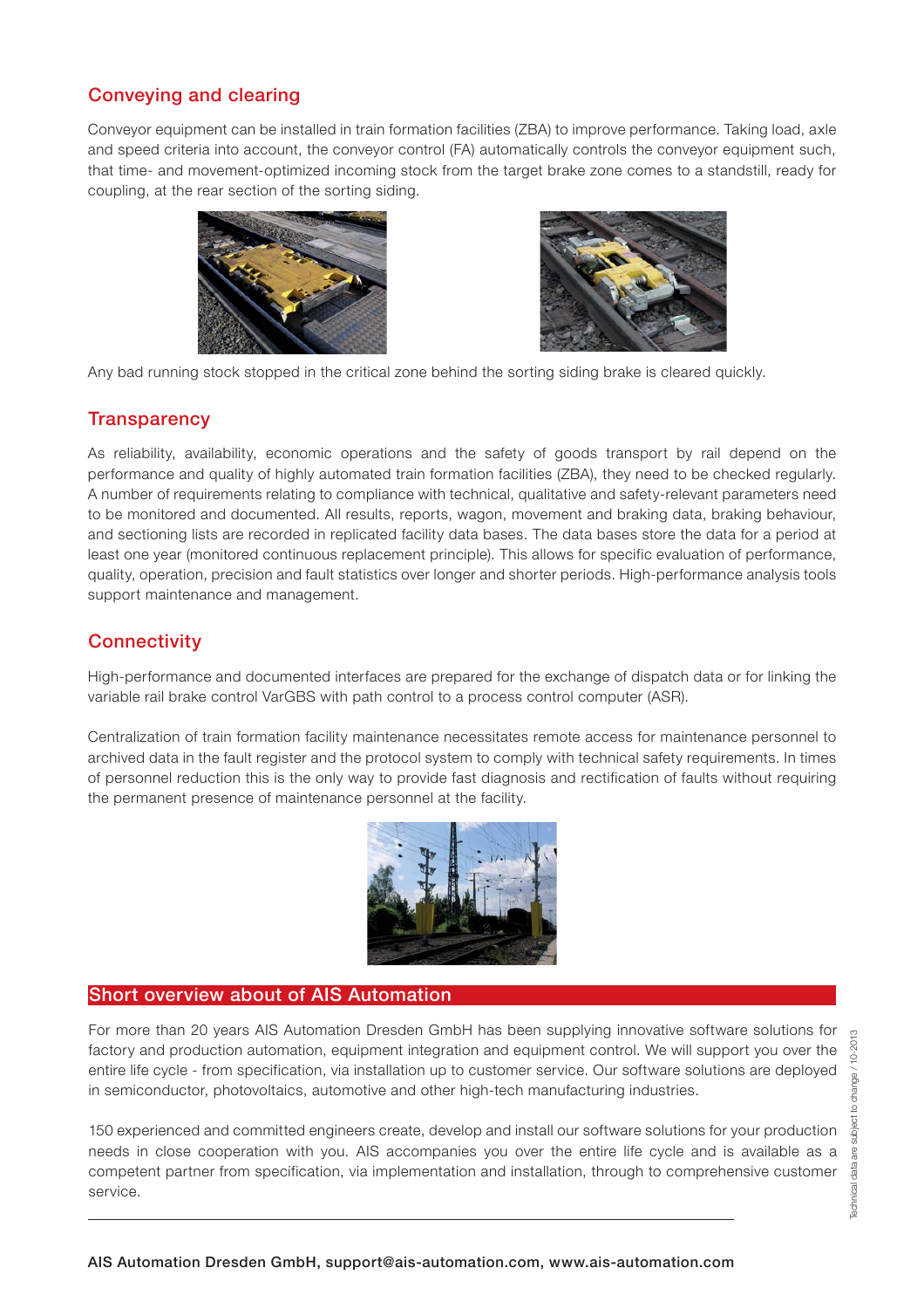## Conveying and clearing

Conveyor equipment can be installed in train formation facilities (ZBA) to improve performance. Taking load, axle and speed criteria into account, the conveyor control (FA) automatically controls the conveyor equipment such, that time- and movement-optimized incoming stock from the target brake zone comes to a standstill, ready for coupling, at the rear section of the sorting siding.

Any bad running stock stopped in the critical zone behind the sorting siding brake is cleared quickly.

## Transparency

As reliability, availability, economic operations and the safety of goods transport by rail depend on the performance and quality of highly automated train formation facilities (ZBA), they need to be checked regularly. A number of requirements relating to compliance with technical, qualitative and safety-relevant parameters need to be monitored and documented. All results, reports, wagon, movement and braking data, braking behaviour, and sectioning lists are recorded in replicated facility data bases. The data bases store the data for a period at least one year (monitored continuous replacement principle). This allows for specific evaluation of performance, quality, operation, precision and fault statistics over longer and shorter periods. High-performance analysis tools support maintenance and management.

## Connectivity

High-performance and documented interfaces are prepared for the exchange of dispatch data or for linking the variable rail brake control VarGBS with path control to a process control computer (ASR).

Centralization of train formation facility maintenance necessitates remote access for maintenance personnel to archived data in the fault register and the protocol system to comply with technical safety requirements. In times of personnel reduction this is the only way to provide fast diagnosis and rectification of faults without requiring the permanent presence of maintenance personnel at the facility.

## Short overview about of AIS Automation

For more than 20 years AIS Automation Dresden GmbH has been supplying innovative software solutions for factory and production automation, equipment integration and equipment control. We will support you over the entire life cycle - from specification, via installation up to customer service. Our software solutions are deployed in semiconductor, photovoltaics, automotive and other high-tech manufacturing industries.

150 experienced and committed engineers create, develop and install our software solutions for your production needs in close cooperation with you. AIS accompanies you over the entire life cycle and is available as a competent partner from specification, via implementation and installation, through to comprehensive customer service.

Technical data are subject to change / 10-2013

**AIS Automation Dresden GmbH, support@ais-automation.com, www.ais-automation.com**